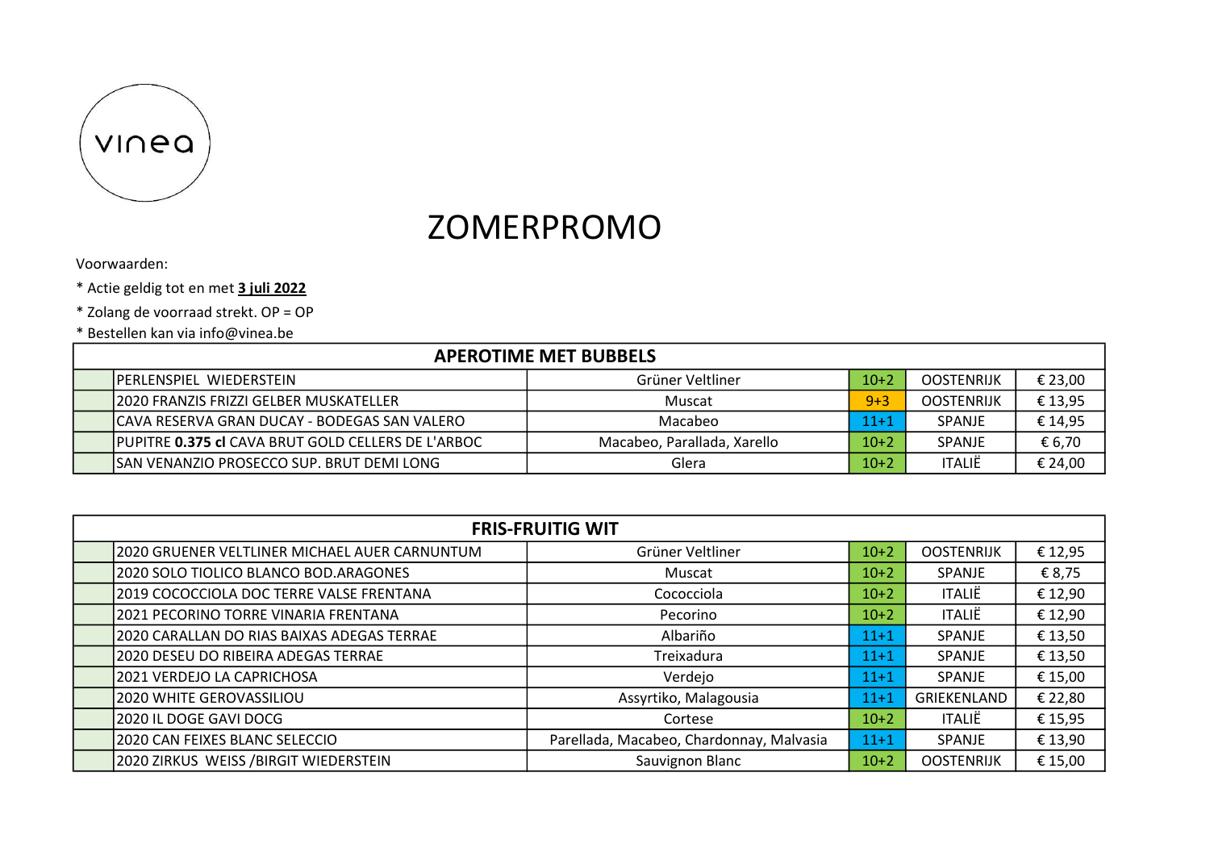vinea

# ZOMERPROMO

Voorwaarden:

* Actie geldig tot en met **3 juli 2022**
* Zolang de voorraad strekt. OP = OP
* Bestellen kan via info@vinea.be

| APEROTIME MET BUBBELS | | | | | |
|---|---|---|---|---|---|
| | PERLENSPIEL WIEDERSTEIN | Grüner Veltliner | 10+2 | OOSTENRIJK | € 23,00 |
| | 2020 FRANZIS FRIZZI GELBER MUSKATELLER | Muscat | 9+3 | OOSTENRIJK | € 13,95 |
| | CAVA RESERVA GRAN DUCAY - BODEGAS SAN VALERO | Macabeo | 11+1 | SPANJE | € 14,95 |
| | PUPITRE **0.375 cl** CAVA BRUT GOLD CELLERS DE L'ARBOC | Macabeo, Parallada, Xarello | 10+2 | SPANJE | € 6,70 |
| | SAN VENANZIO PROSECCO SUP. BRUT DEMI LONG | Glera | 10+2 | ITALIË | € 24,00 |

| FRIS-FRUITIG WIT | | | | | |
|---|---|---|---|---|---|
| | 2020 GRUENER VELTLINER MICHAEL AUER CARNUNTUM | Grüner Veltliner | 10+2 | OOSTENRIJK | € 12,95 |
| | 2020 SOLO TIOLICO BLANCO BOD.ARAGONES | Muscat | 10+2 | SPANJE | € 8,75 |
| | 2019 COCOCCIOLA DOC TERRE VALSE FRENTANA | Cococciola | 10+2 | ITALIË | € 12,90 |
| | 2021 PECORINO TORRE VINARIA FRENTANA | Pecorino | 10+2 | ITALIË | € 12,90 |
| | 2020 CARALLAN DO RIAS BAIXAS ADEGAS TERRAE | Albariño | 11+1 | SPANJE | € 13,50 |
| | 2020 DESEU DO RIBEIRA ADEGAS TERRAE | Treixadura | 11+1 | SPANJE | € 13,50 |
| | 2021 VERDEJO LA CAPRICHOSA | Verdejo | 11+1 | SPANJE | € 15,00 |
| | 2020 WHITE GEROVASSILIOU | Assyrtiko, Malagousia | 11+1 | GRIEKENLAND | € 22,80 |
| | 2020 IL DOGE GAVI DOCG | Cortese | 10+2 | ITALIË | € 15,95 |
| | 2020 CAN FEIXES BLANC SELECCIO | Parellada, Macabeo, Chardonnay, Malvasia | 11+1 | SPANJE | € 13,90 |
| | 2020 ZIRKUS WEISS /BIRGIT WIEDERSTEIN | Sauvignon Blanc | 10+2 | OOSTENRIJK | € 15,00 |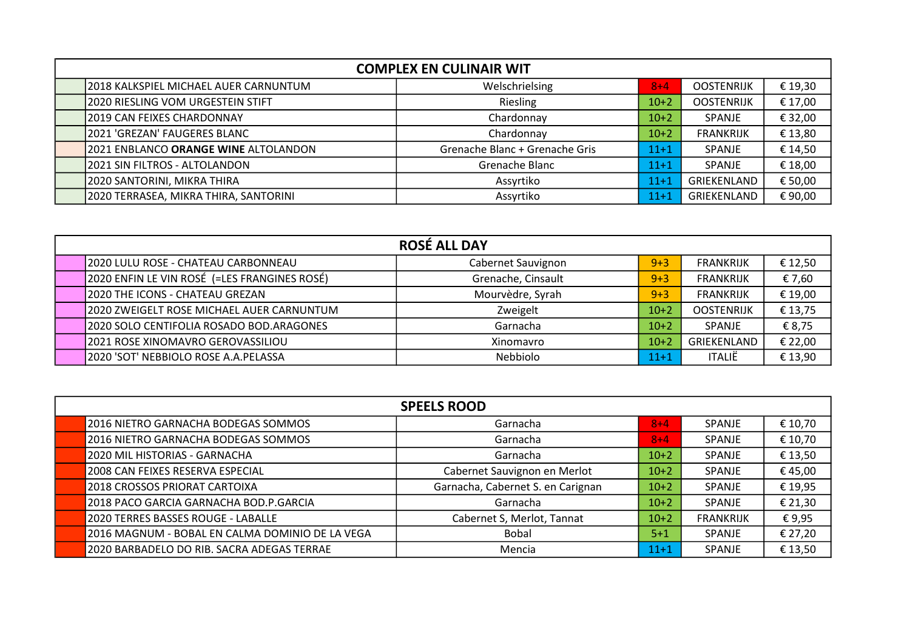| COMPLEX EN CULINAIR WIT | | | | | |
|---|---|---|---|---|---|
| | 2018 KALKSPIEL MICHAEL AUER CARNUNTUM | Welschrielsing | 8+4 | OOSTENRIJK | € 19,30 |
| | 2020 RIESLING VOM URGESTEIN STIFT | Riesling | 10+2 | OOSTENRIJK | € 17,00 |
| | 2019 CAN FEIXES CHARDONNAY | Chardonnay | 10+2 | SPANJE | € 32,00 |
| | 2021 'GREZAN' FAUGERES BLANC | Chardonnay | 10+2 | FRANKRIJK | € 13,80 |
| | 2021 ENBLANCO **ORANGE WINE** ALTOLANDON | Grenache Blanc + Grenache Gris | 11+1 | SPANJE | € 14,50 |
| | 2021 SIN FILTROS - ALTOLANDON | Grenache Blanc | 11+1 | SPANJE | € 18,00 |
| | 2020 SANTORINI, MIKRA THIRA | Assyrtiko | 11+1 | GRIEKENLAND | € 50,00 |
| | 2020 TERRASEA, MIKRA THIRA, SANTORINI | Assyrtiko | 11+1 | GRIEKENLAND | € 90,00 |

| ROSÉ ALL DAY | | | | | |
|---|---|---|---|---|---|
| | 2020 LULU ROSE - CHATEAU CARBONNEAU | Cabernet Sauvignon | 9+3 | FRANKRIJK | € 12,50 |
| | 2020 ENFIN LE VIN ROSÉ (=LES FRANGINES ROSÉ) | Grenache, Cinsault | 9+3 | FRANKRIJK | € 7,60 |
| | 2020 THE ICONS - CHATEAU GREZAN | Mourvèdre, Syrah | 9+3 | FRANKRIJK | € 19,00 |
| | 2020 ZWEIGELT ROSE MICHAEL AUER CARNUNTUM | Zweigelt | 10+2 | OOSTENRIJK | € 13,75 |
| | 2020 SOLO CENTIFOLIA ROSADO BOD.ARAGONES | Garnacha | 10+2 | SPANJE | € 8,75 |
| | 2021 ROSE XINOMAVRO GEROVASSILIOU | Xinomavro | 10+2 | GRIEKENLAND | € 22,00 |
| | 2020 'SOT' NEBBIOLO ROSE A.A.PELASSA | Nebbiolo | 11+1 | ITALIË | € 13,90 |

| SPEELS ROOD | | | | | |
|---|---|---|---|---|---|
| | 2016 NIETRO GARNACHA BODEGAS SOMMOS | Garnacha | 8+4 | SPANJE | € 10,70 |
| | 2016 NIETRO GARNACHA BODEGAS SOMMOS | Garnacha | 8+4 | SPANJE | € 10,70 |
| | 2020 MIL HISTORIAS - GARNACHA | Garnacha | 10+2 | SPANJE | € 13,50 |
| | 2008 CAN FEIXES RESERVA ESPECIAL | Cabernet Sauvignon en Merlot | 10+2 | SPANJE | € 45,00 |
| | 2018 CROSSOS PRIORAT CARTOIXA | Garnacha, Cabernet S. en Carignan | 10+2 | SPANJE | € 19,95 |
| | 2018 PACO GARCIA GARNACHA BOD.P.GARCIA | Garnacha | 10+2 | SPANJE | € 21,30 |
| | 2020 TERRES BASSES ROUGE - LABALLE | Cabernet S, Merlot, Tannat | 10+2 | FRANKRIJK | € 9,95 |
| | 2016 MAGNUM - BOBAL EN CALMA DOMINIO DE LA VEGA | Bobal | 5+1 | SPANJE | € 27,20 |
| | 2020 BARBADELO DO RIB. SACRA ADEGAS TERRAE | Mencia | 11+1 | SPANJE | € 13,50 |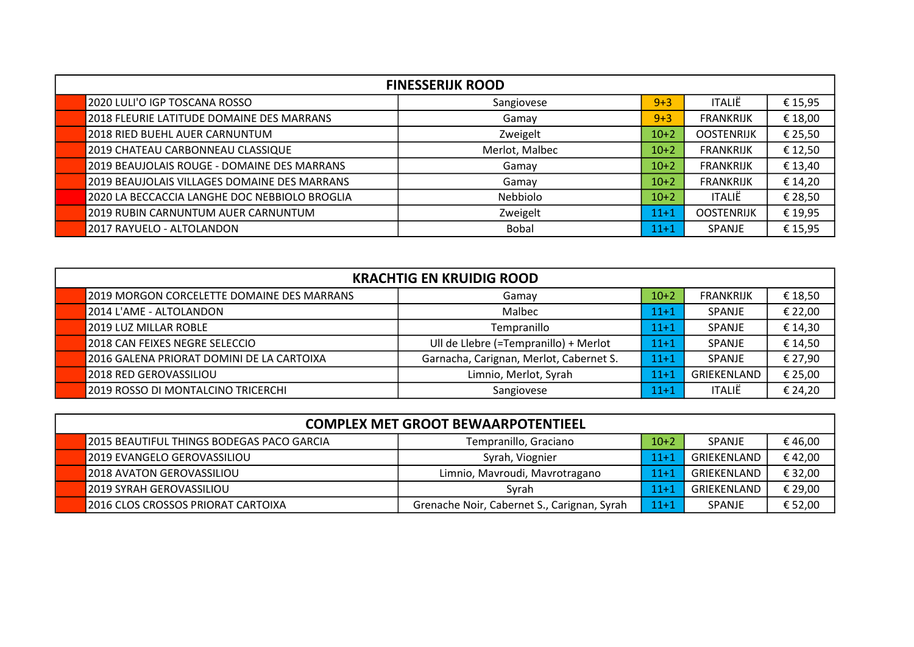| FINESSERIJK ROOD | | | | | |
|---|---|---|---|---|---|
| | 2020 LULI'O IGP TOSCANA ROSSO | Sangiovese | 9+3 | ITALIË | € 15,95 |
| | 2018 FLEURIE LATITUDE DOMAINE DES MARRANS | Gamay | 9+3 | FRANKRIJK | € 18,00 |
| | 2018 RIED BUEHL AUER CARNUNTUM | Zweigelt | 10+2 | OOSTENRIJK | € 25,50 |
| | 2019 CHATEAU CARBONNEAU CLASSIQUE | Merlot, Malbec | 10+2 | FRANKRIJK | € 12,50 |
| | 2019 BEAUJOLAIS ROUGE - DOMAINE DES MARRANS | Gamay | 10+2 | FRANKRIJK | € 13,40 |
| | 2019 BEAUJOLAIS VILLAGES DOMAINE DES MARRANS | Gamay | 10+2 | FRANKRIJK | € 14,20 |
| | 2020 LA BECCACCIA LANGHE DOC NEBBIOLO BROGLIA | Nebbiolo | 10+2 | ITALIË | € 28,50 |
| | 2019 RUBIN CARNUNTUM AUER CARNUNTUM | Zweigelt | 11+1 | OOSTENRIJK | € 19,95 |
| | 2017 RAYUELO - ALTOLANDON | Bobal | 11+1 | SPANJE | € 15,95 |

| KRACHTIG EN KRUIDIG ROOD | | | | | |
|---|---|---|---|---|---|
| | 2019 MORGON CORCELETTE DOMAINE DES MARRANS | Gamay | 10+2 | FRANKRIJK | € 18,50 |
| | 2014 L'AME - ALTOLANDON | Malbec | 11+1 | SPANJE | € 22,00 |
| | 2019 LUZ MILLAR ROBLE | Tempranillo | 11+1 | SPANJE | € 14,30 |
| | 2018 CAN FEIXES NEGRE SELECCIO | Ull de Llebre (=Tempranillo) + Merlot | 11+1 | SPANJE | € 14,50 |
| | 2016 GALENA PRIORAT DOMINI DE LA CARTOIXA | Garnacha, Carignan, Merlot, Cabernet S. | 11+1 | SPANJE | € 27,90 |
| | 2018 RED GEROVASSILIOU | Limnio, Merlot, Syrah | 11+1 | GRIEKENLAND | € 25,00 |
| | 2019 ROSSO DI MONTALCINO TRICERCHI | Sangiovese | 11+1 | ITALIË | € 24,20 |

| COMPLEX MET GROOT BEWAARPOTENTIEEL | | | | | |
|---|---|---|---|---|---|
| | 2015 BEAUTIFUL THINGS BODEGAS PACO GARCIA | Tempranillo, Graciano | 10+2 | SPANJE | € 46,00 |
| | 2019 EVANGELO GEROVASSILIOU | Syrah, Viognier | 11+1 | GRIEKENLAND | € 42,00 |
| | 2018 AVATON GEROVASSILIOU | Limnio, Mavroudi, Mavrotragano | 11+1 | GRIEKENLAND | € 32,00 |
| | 2019 SYRAH GEROVASSILIOU | Syrah | 11+1 | GRIEKENLAND | € 29,00 |
| | 2016 CLOS CROSSOS PRIORAT CARTOIXA | Grenache Noir, Cabernet S., Carignan, Syrah | 11+1 | SPANJE | € 52,00 |